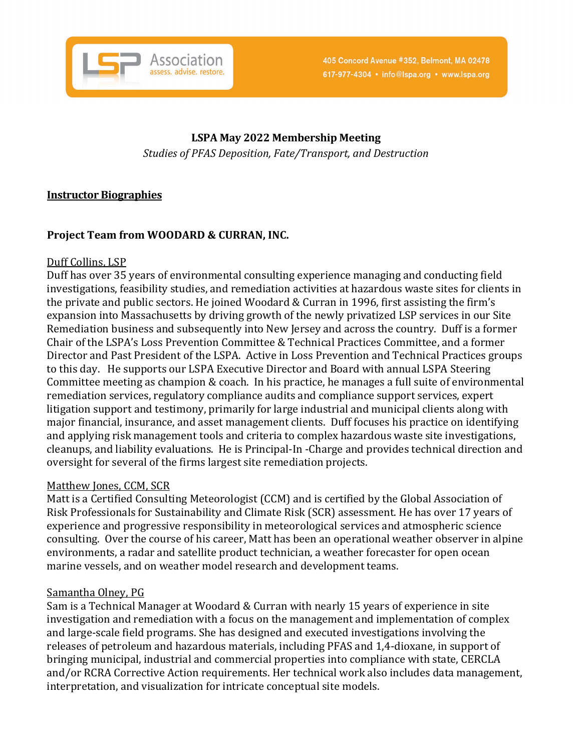LSP Association
assess. advise. restore.

405 Concord Avenue #352, Belmont, MA 02478
617-977-4304 • info@lspa.org • www.lspa.org

**LSPA May 2022 Membership Meeting**

*Studies of PFAS Deposition, Fate/Transport, and Destruction*

## Instructor Biographies

### Project Team from WOODARD & CURRAN, INC.

Duff Collins, LSP

Duff has over 35 years of environmental consulting experience managing and conducting field investigations, feasibility studies, and remediation activities at hazardous waste sites for clients in the private and public sectors. He joined Woodard & Curran in 1996, first assisting the firm's expansion into Massachusetts by driving growth of the newly privatized LSP services in our Site Remediation business and subsequently into New Jersey and across the country. Duff is a former Chair of the LSPA's Loss Prevention Committee & Technical Practices Committee, and a former Director and Past President of the LSPA. Active in Loss Prevention and Technical Practices groups to this day. He supports our LSPA Executive Director and Board with annual LSPA Steering Committee meeting as champion & coach. In his practice, he manages a full suite of environmental remediation services, regulatory compliance audits and compliance support services, expert litigation support and testimony, primarily for large industrial and municipal clients along with major financial, insurance, and asset management clients. Duff focuses his practice on identifying and applying risk management tools and criteria to complex hazardous waste site investigations, cleanups, and liability evaluations. He is Principal-In -Charge and provides technical direction and oversight for several of the firms largest site remediation projects.

Matthew Jones, CCM, SCR

Matt is a Certified Consulting Meteorologist (CCM) and is certified by the Global Association of Risk Professionals for Sustainability and Climate Risk (SCR) assessment. He has over 17 years of experience and progressive responsibility in meteorological services and atmospheric science consulting. Over the course of his career, Matt has been an operational weather observer in alpine environments, a radar and satellite product technician, a weather forecaster for open ocean marine vessels, and on weather model research and development teams.

Samantha Olney, PG

Sam is a Technical Manager at Woodard & Curran with nearly 15 years of experience in site investigation and remediation with a focus on the management and implementation of complex and large-scale field programs. She has designed and executed investigations involving the releases of petroleum and hazardous materials, including PFAS and 1,4-dioxane, in support of bringing municipal, industrial and commercial properties into compliance with state, CERCLA and/or RCRA Corrective Action requirements. Her technical work also includes data management, interpretation, and visualization for intricate conceptual site models.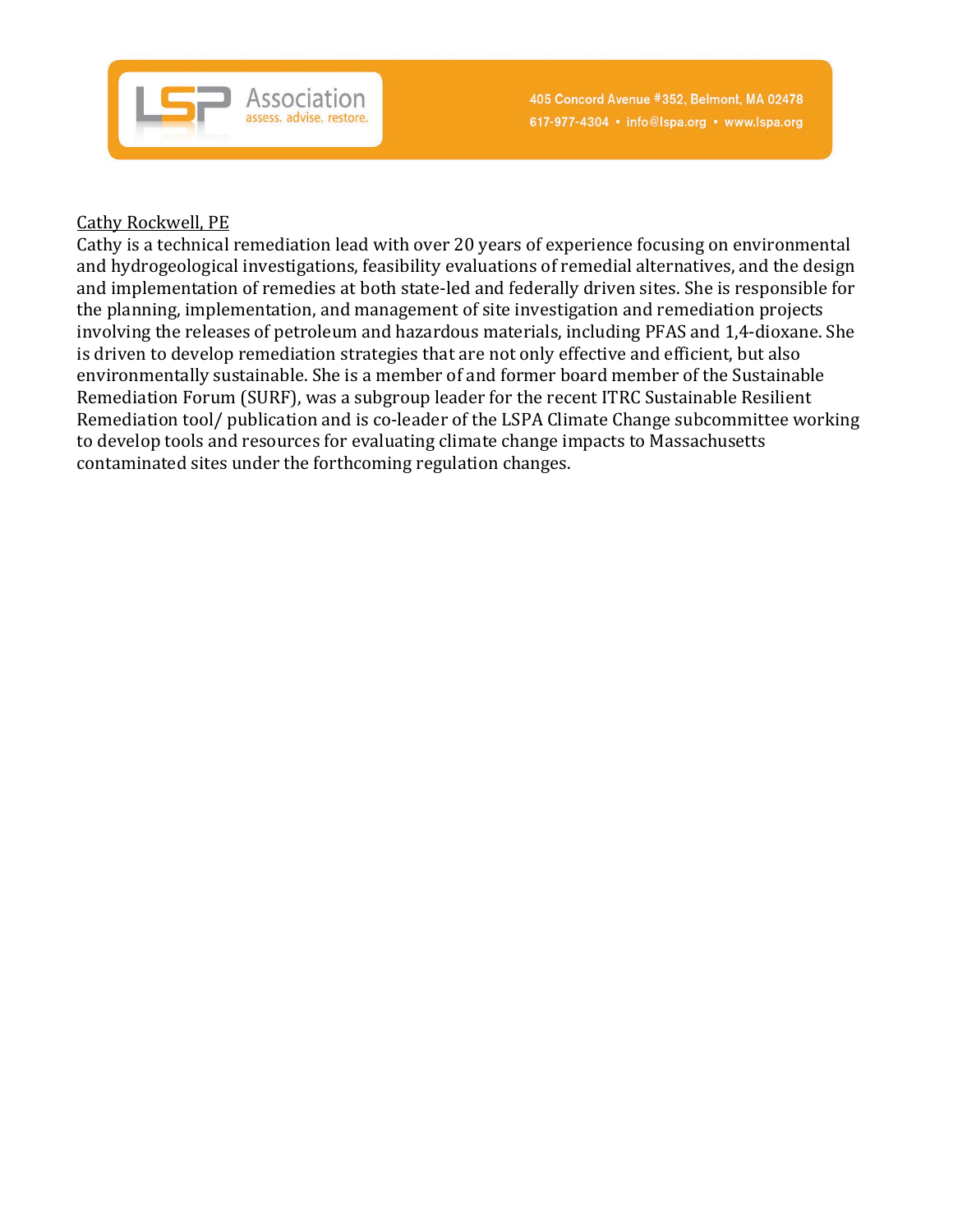Cathy Rockwell, PE

Cathy is a technical remediation lead with over 20 years of experience focusing on environmental and hydrogeological investigations, feasibility evaluations of remedial alternatives, and the design and implementation of remedies at both state-led and federally driven sites. She is responsible for the planning, implementation, and management of site investigation and remediation projects involving the releases of petroleum and hazardous materials, including PFAS and 1,4-dioxane. She is driven to develop remediation strategies that are not only effective and efficient, but also environmentally sustainable. She is a member of and former board member of the Sustainable Remediation Forum (SURF), was a subgroup leader for the recent ITRC Sustainable Resilient Remediation tool/ publication and is co-leader of the LSPA Climate Change subcommittee working to develop tools and resources for evaluating climate change impacts to Massachusetts contaminated sites under the forthcoming regulation changes.